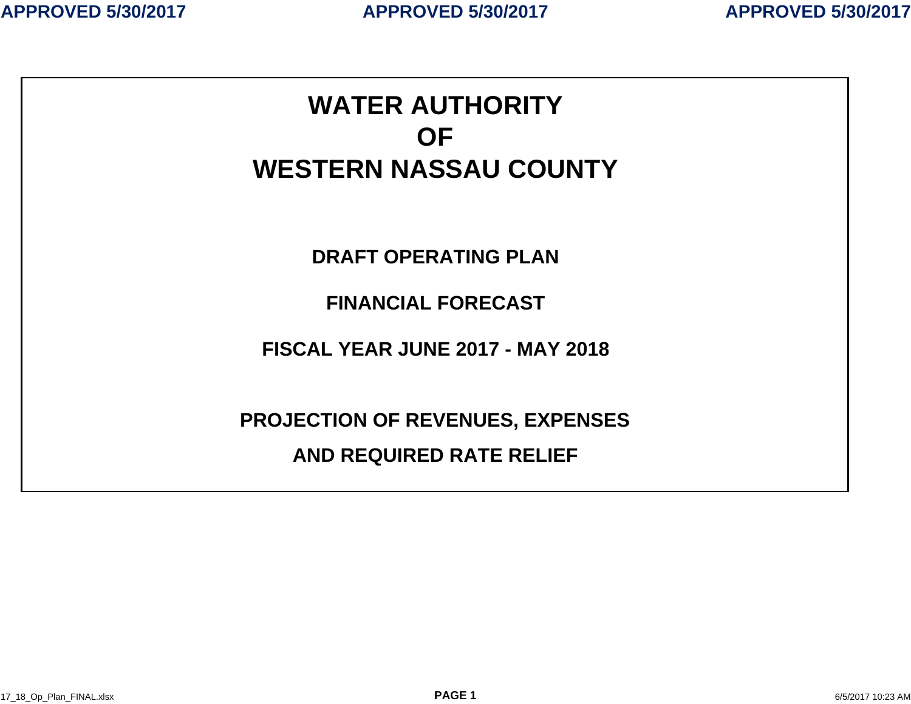# WATER AUTHORITY
# OF
# WESTERN NASSAU COUNTY

## DRAFT OPERATING PLAN

## FINANCIAL FORECAST

## FISCAL YEAR JUNE 2017 - MAY 2018

## PROJECTION OF REVENUES, EXPENSES

## AND REQUIRED RATE RELIEF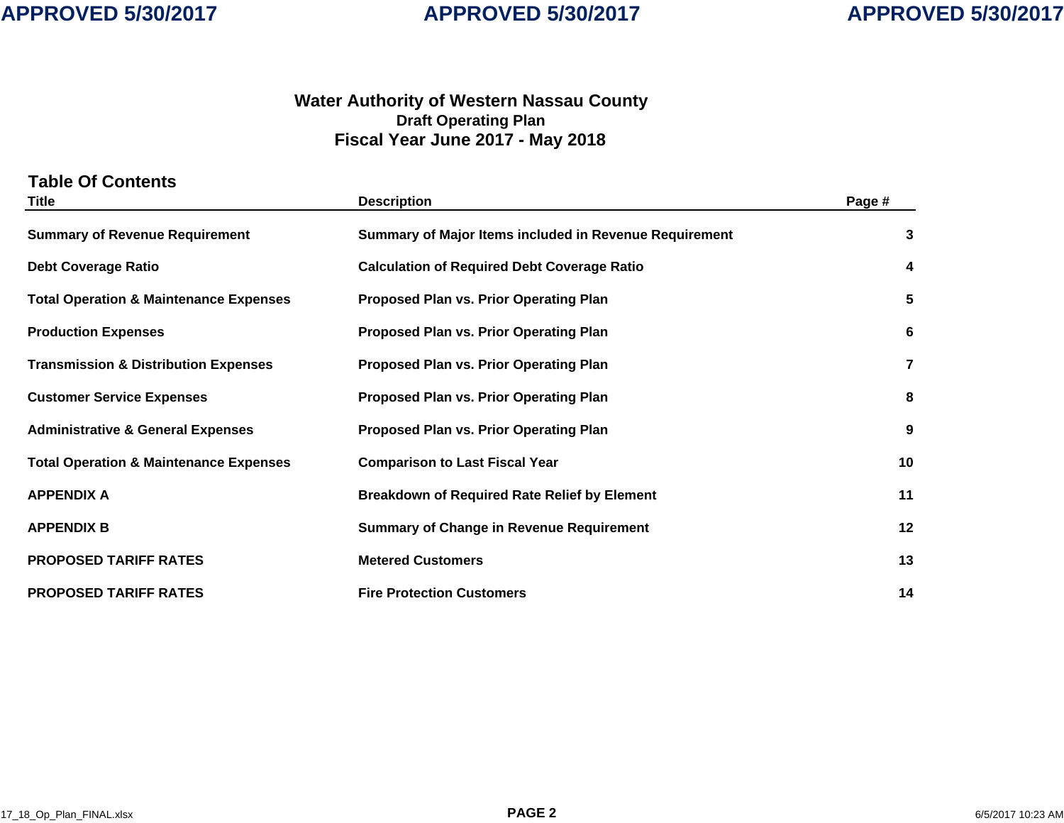# Water Authority of Western Nassau County

## Draft Operating Plan

## Fiscal Year June 2017 - May 2018

### Table Of Contents

| Title | Description | Page # |
|---|---|---|
| **Summary of Revenue Requirement** | **Summary of Major Items included in Revenue Requirement** | **3** |
| **Debt Coverage Ratio** | **Calculation of Required Debt Coverage Ratio** | **4** |
| **Total Operation & Maintenance Expenses** | **Proposed Plan vs. Prior Operating Plan** | **5** |
| **Production Expenses** | **Proposed Plan vs. Prior Operating Plan** | **6** |
| **Transmission & Distribution Expenses** | **Proposed Plan vs. Prior Operating Plan** | **7** |
| **Customer Service Expenses** | **Proposed Plan vs. Prior Operating Plan** | **8** |
| **Administrative & General Expenses** | **Proposed Plan vs. Prior Operating Plan** | **9** |
| **Total Operation & Maintenance Expenses** | **Comparison to Last Fiscal Year** | **10** |
| **APPENDIX A** | **Breakdown of Required Rate Relief by Element** | **11** |
| **APPENDIX B** | **Summary of Change in Revenue Requirement** | **12** |
| **PROPOSED TARIFF RATES** | **Metered Customers** | **13** |
| **PROPOSED TARIFF RATES** | **Fire Protection Customers** | **14** |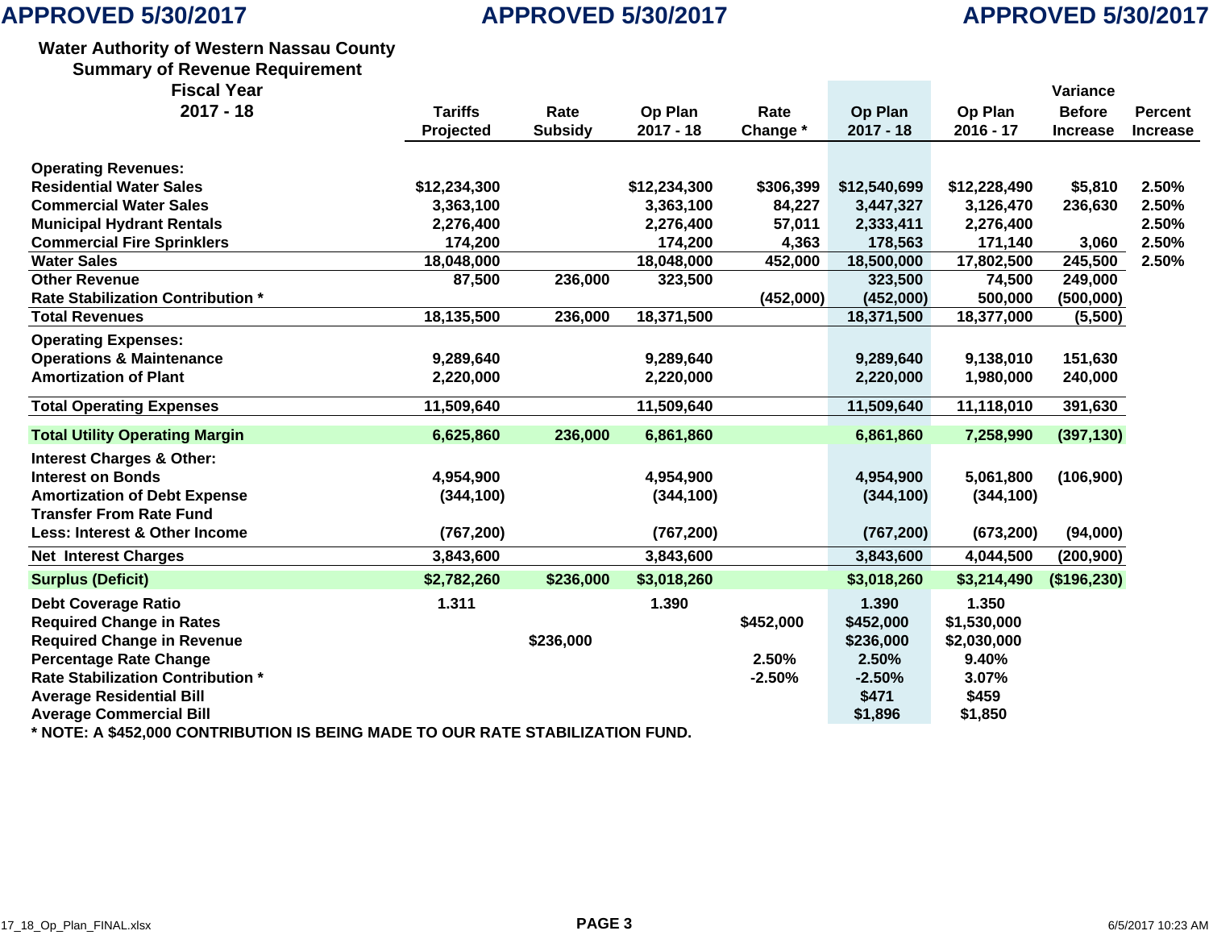APPROVED 5/30/2017

**Water Authority of Western Nassau County**
**Summary of Revenue Requirement**
**Fiscal Year 2017 - 18**

| | Tariffs Projected | Rate Subsidy | Op Plan 2017 - 18 | Rate Change * | Op Plan 2017 - 18 | Op Plan 2016 - 17 | Variance Before Increase | Percent Increase |
|---|---|---|---|---|---|---|---|---|
| **Operating Revenues:** | | | | | | | | |
| Residential Water Sales | $12,234,300 | | $12,234,300 | $306,399 | $12,540,699 | $12,228,490 | $5,810 | 2.50% |
| Commercial Water Sales | 3,363,100 | | 3,363,100 | 84,227 | 3,447,327 | 3,126,470 | 236,630 | 2.50% |
| Municipal Hydrant Rentals | 2,276,400 | | 2,276,400 | 57,011 | 2,333,411 | 2,276,400 | | 2.50% |
| Commercial Fire Sprinklers | 174,200 | | 174,200 | 4,363 | 178,563 | 171,140 | 3,060 | 2.50% |
| Water Sales | 18,048,000 | | 18,048,000 | 452,000 | 18,500,000 | 17,802,500 | 245,500 | 2.50% |
| Other Revenue | 87,500 | 236,000 | 323,500 | | 323,500 | 74,500 | 249,000 | |
| Rate Stabilization Contribution * | | | | (452,000) | (452,000) | 500,000 | (500,000) | |
| **Total Revenues** | 18,135,500 | 236,000 | 18,371,500 | | 18,371,500 | 18,377,000 | (5,500) | |
| **Operating Expenses:** | | | | | | | | |
| Operations & Maintenance | 9,289,640 | | 9,289,640 | | 9,289,640 | 9,138,010 | 151,630 | |
| Amortization of Plant | 2,220,000 | | 2,220,000 | | 2,220,000 | 1,980,000 | 240,000 | |
| **Total Operating Expenses** | 11,509,640 | | 11,509,640 | | 11,509,640 | 11,118,010 | 391,630 | |
| **Total Utility Operating Margin** | 6,625,860 | 236,000 | 6,861,860 | | 6,861,860 | 7,258,990 | (397,130) | |
| **Interest Charges & Other:** | | | | | | | | |
| Interest on Bonds | 4,954,900 | | 4,954,900 | | 4,954,900 | 5,061,800 | (106,900) | |
| Amortization of Debt Expense | (344,100) | | (344,100) | | (344,100) | (344,100) | | |
| Transfer From Rate Fund | | | | | | | | |
| Less: Interest & Other Income | (767,200) | | (767,200) | | (767,200) | (673,200) | (94,000) | |
| **Net Interest Charges** | 3,843,600 | | 3,843,600 | | 3,843,600 | 4,044,500 | (200,900) | |
| **Surplus (Deficit)** | $2,782,260 | $236,000 | $3,018,260 | | $3,018,260 | $3,214,490 | ($196,230) | |
| Debt Coverage Ratio | 1.311 | | 1.390 | | 1.390 | 1.350 | | |
| Required Change in Rates | | | | $452,000 | $452,000 | $1,530,000 | | |
| Required Change in Revenue | | $236,000 | | | $236,000 | $2,030,000 | | |
| Percentage Rate Change | | | | 2.50% | 2.50% | 9.40% | | |
| Rate Stabilization Contribution * | | | | -2.50% | -2.50% | 3.07% | | |
| Average Residential Bill | | | | | $471 | $459 | | |
| Average Commercial Bill | | | | | $1,896 | $1,850 | | |

**\* NOTE: A $452,000 CONTRIBUTION IS BEING MADE TO OUR RATE STABILIZATION FUND.**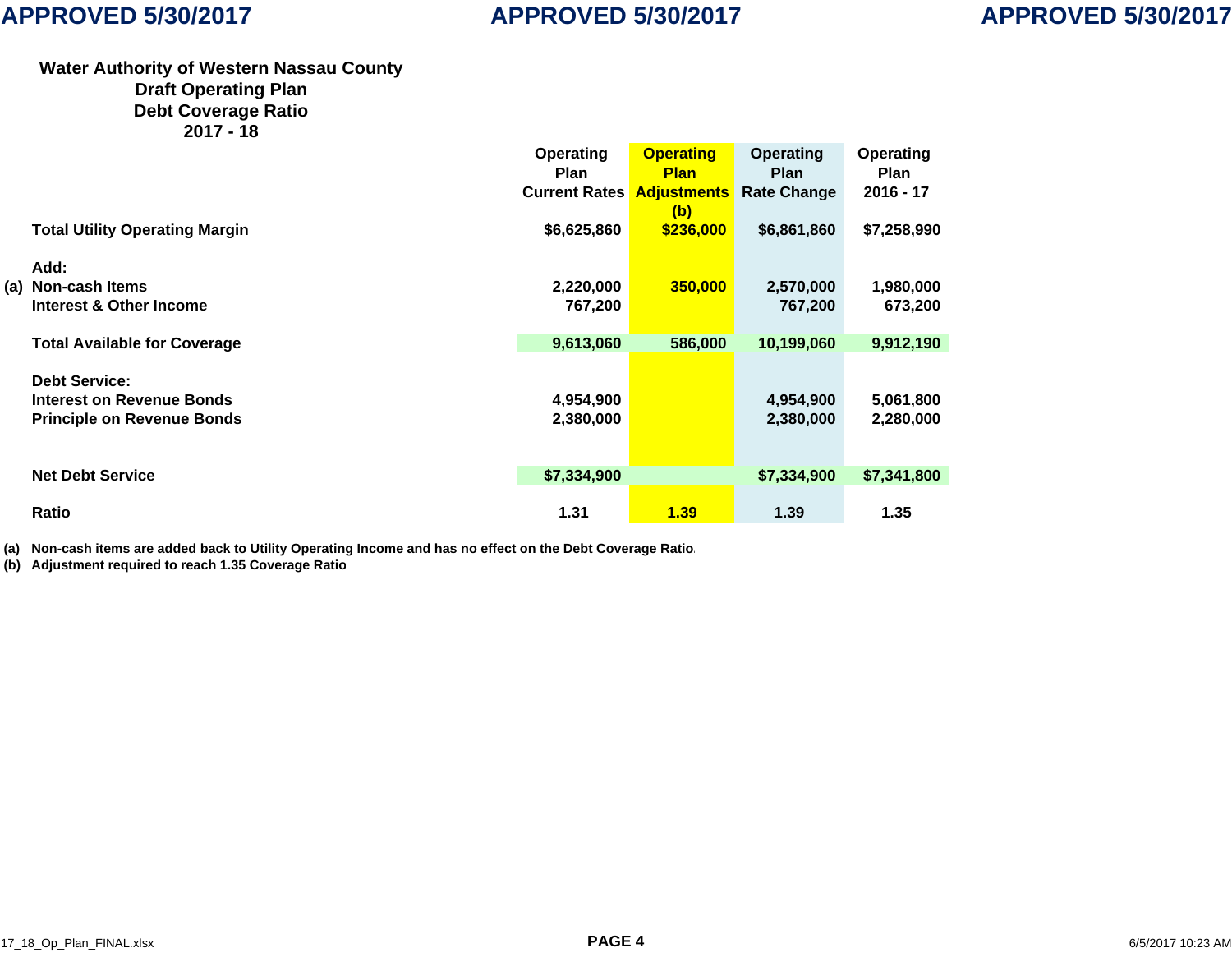APPROVED 5/30/2017

## Water Authority of Western Nassau County
## Draft Operating Plan
## Debt Coverage Ratio
## 2017 - 18

| | | Operating Plan Current Rates | Operating Plan Adjustments (b) | Operating Plan Rate Change | Operating Plan 2016 - 17 |
|---|---|---|---|---|---|
| | **Total Utility Operating Margin** | $6,625,860 | $236,000 | $6,861,860 | $7,258,990 |
| | **Add:** | | | | |
| (a) | **Non-cash Items** | 2,220,000 | 350,000 | 2,570,000 | 1,980,000 |
| | **Interest & Other Income** | 767,200 | | 767,200 | 673,200 |
| | **Total Available for Coverage** | 9,613,060 | 586,000 | 10,199,060 | 9,912,190 |
| | **Debt Service:** | | | | |
| | **Interest on Revenue Bonds** | 4,954,900 | | 4,954,900 | 5,061,800 |
| | **Principle on Revenue Bonds** | 2,380,000 | | 2,380,000 | 2,280,000 |
| | **Net Debt Service** | $7,334,900 | | $7,334,900 | $7,341,800 |
| | **Ratio** | 1.31 | 1.39 | 1.39 | 1.35 |

(a) Non-cash items are added back to Utility Operating Income and has no effect on the Debt Coverage Ratio.

(b) Adjustment required to reach 1.35 Coverage Ratio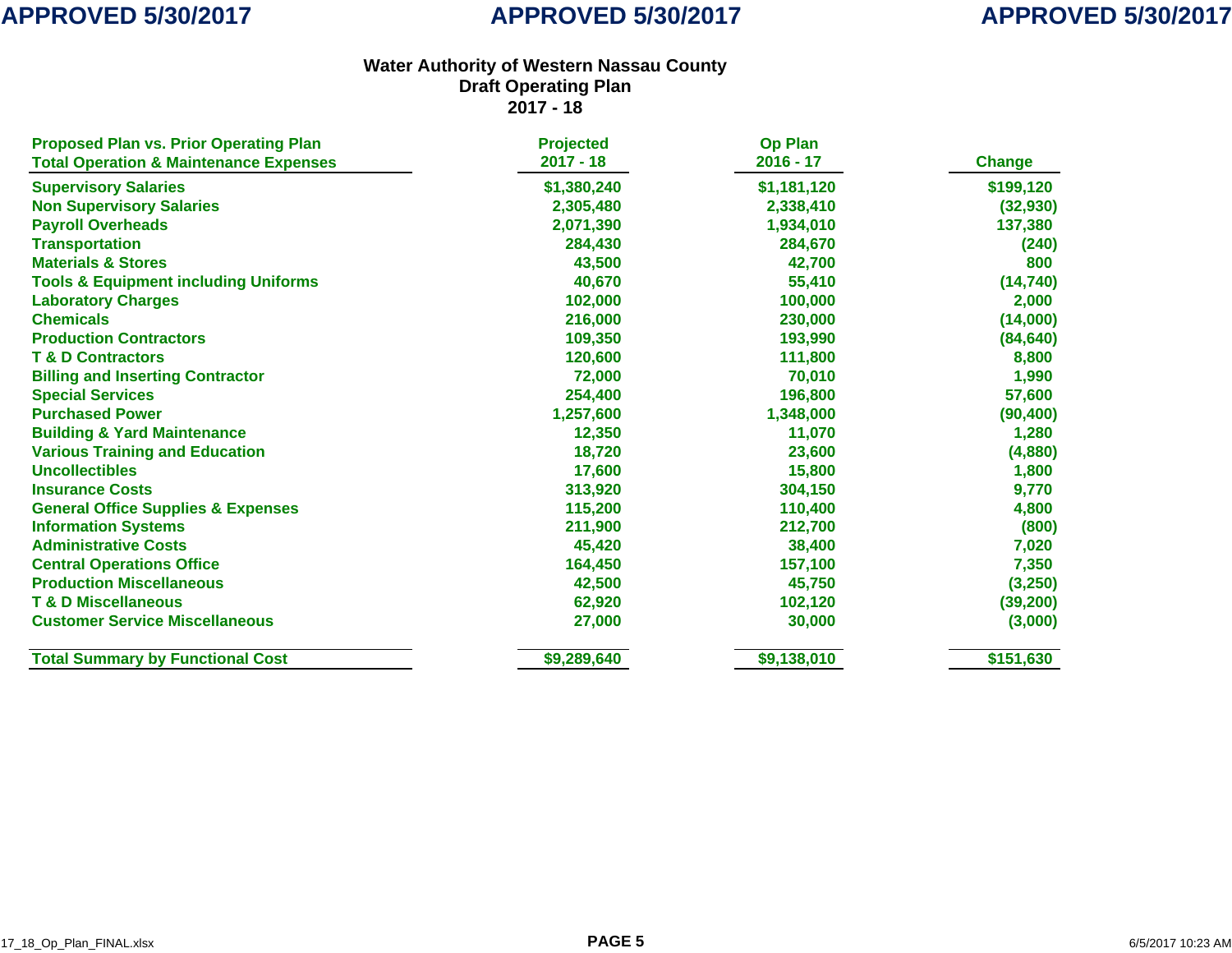APPROVED 5/30/2017

# Water Authority of Western Nassau County
## Draft Operating Plan
## 2017 - 18

| Proposed Plan vs. Prior Operating Plan<br>Total Operation & Maintenance Expenses | Projected<br>2017 - 18 | Op Plan<br>2016 - 17 | Change |
|---|---|---|---|
| Supervisory Salaries | $1,380,240 | $1,181,120 | $199,120 |
| Non Supervisory Salaries | 2,305,480 | 2,338,410 | (32,930) |
| Payroll Overheads | 2,071,390 | 1,934,010 | 137,380 |
| Transportation | 284,430 | 284,670 | (240) |
| Materials & Stores | 43,500 | 42,700 | 800 |
| Tools & Equipment including Uniforms | 40,670 | 55,410 | (14,740) |
| Laboratory Charges | 102,000 | 100,000 | 2,000 |
| Chemicals | 216,000 | 230,000 | (14,000) |
| Production Contractors | 109,350 | 193,990 | (84,640) |
| T & D Contractors | 120,600 | 111,800 | 8,800 |
| Billing and Inserting Contractor | 72,000 | 70,010 | 1,990 |
| Special Services | 254,400 | 196,800 | 57,600 |
| Purchased Power | 1,257,600 | 1,348,000 | (90,400) |
| Building & Yard Maintenance | 12,350 | 11,070 | 1,280 |
| Various Training and Education | 18,720 | 23,600 | (4,880) |
| Uncollectibles | 17,600 | 15,800 | 1,800 |
| Insurance Costs | 313,920 | 304,150 | 9,770 |
| General Office Supplies & Expenses | 115,200 | 110,400 | 4,800 |
| Information Systems | 211,900 | 212,700 | (800) |
| Administrative Costs | 45,420 | 38,400 | 7,020 |
| Central Operations Office | 164,450 | 157,100 | 7,350 |
| Production Miscellaneous | 42,500 | 45,750 | (3,250) |
| T & D Miscellaneous | 62,920 | 102,120 | (39,200) |
| Customer Service Miscellaneous | 27,000 | 30,000 | (3,000) |
| **Total Summary by Functional Cost** | **$9,289,640** | **$9,138,010** | **$151,630** |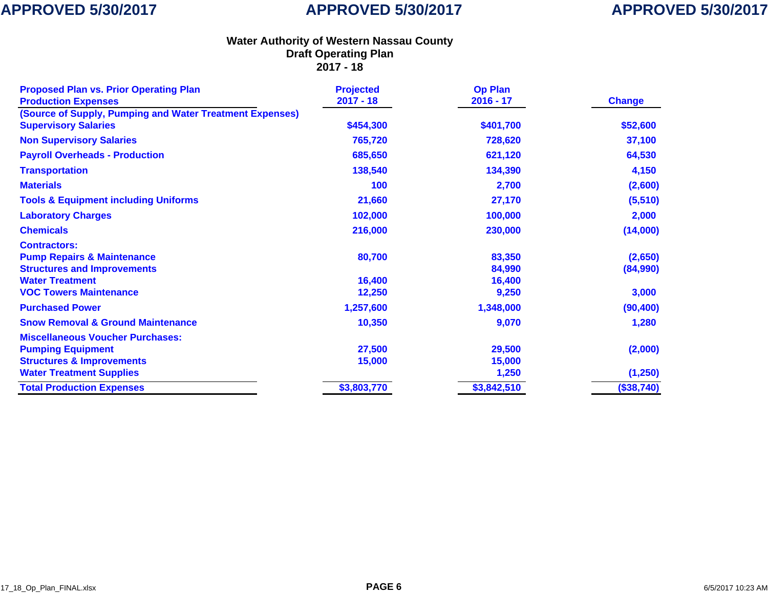APPROVED 5/30/2017

# Water Authority of Western Nassau County
## Draft Operating Plan
## 2017 - 18

| Proposed Plan vs. Prior Operating Plan<br>Production Expenses | Projected 2017 - 18 | Op Plan 2016 - 17 | Change |
|---|---|---|---|
| (Source of Supply, Pumping and Water Treatment Expenses) | | | |
| Supervisory Salaries | $454,300 | $401,700 | $52,600 |
| Non Supervisory Salaries | 765,720 | 728,620 | 37,100 |
| Payroll Overheads - Production | 685,650 | 621,120 | 64,530 |
| Transportation | 138,540 | 134,390 | 4,150 |
| Materials | 100 | 2,700 | (2,600) |
| Tools & Equipment including Uniforms | 21,660 | 27,170 | (5,510) |
| Laboratory Charges | 102,000 | 100,000 | 2,000 |
| Chemicals | 216,000 | 230,000 | (14,000) |
| Contractors: | | | |
| Pump Repairs & Maintenance | 80,700 | 83,350 | (2,650) |
| Structures and Improvements | | 84,990 | (84,990) |
| Water Treatment | 16,400 | 16,400 | |
| VOC Towers Maintenance | 12,250 | 9,250 | 3,000 |
| Purchased Power | 1,257,600 | 1,348,000 | (90,400) |
| Snow Removal & Ground Maintenance | 10,350 | 9,070 | 1,280 |
| Miscellaneous Voucher Purchases: | | | |
| Pumping Equipment | 27,500 | 29,500 | (2,000) |
| Structures & Improvements | 15,000 | 15,000 | |
| Water Treatment Supplies | | 1,250 | (1,250) |
| **Total Production Expenses** | **$3,803,770** | **$3,842,510** | **($38,740)** |

17_18_Op_Plan_FINAL.xlsx

6/5/2017 10:23 AM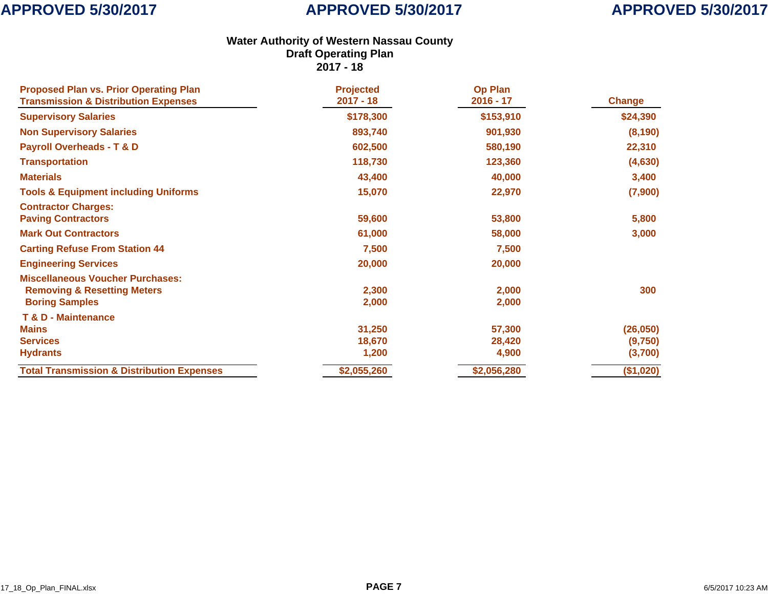APPROVED 5/30/2017 APPROVED 5/30/2017 APPROVED 5/30/2017

# Water Authority of Western Nassau County
## Draft Operating Plan
## 2017 - 18

| Proposed Plan vs. Prior Operating Plan<br>Transmission & Distribution Expenses | Projected<br>2017 - 18 | Op Plan<br>2016 - 17 | Change |
|---|---|---|---|
| Supervisory Salaries | $178,300 | $153,910 | $24,390 |
| Non Supervisory Salaries | 893,740 | 901,930 | (8,190) |
| Payroll Overheads - T & D | 602,500 | 580,190 | 22,310 |
| Transportation | 118,730 | 123,360 | (4,630) |
| Materials | 43,400 | 40,000 | 3,400 |
| Tools & Equipment including Uniforms | 15,070 | 22,970 | (7,900) |
| Contractor Charges: | | | |
| Paving Contractors | 59,600 | 53,800 | 5,800 |
| Mark Out Contractors | 61,000 | 58,000 | 3,000 |
| Carting Refuse From Station 44 | 7,500 | 7,500 | |
| Engineering Services | 20,000 | 20,000 | |
| Miscellaneous Voucher Purchases: | | | |
| Removing & Resetting Meters | 2,300 | 2,000 | 300 |
| Boring Samples | 2,000 | 2,000 | |
| T & D - Maintenance | | | |
| Mains | 31,250 | 57,300 | (26,050) |
| Services | 18,670 | 28,420 | (9,750) |
| Hydrants | 1,200 | 4,900 | (3,700) |
| Total Transmission & Distribution Expenses | $2,055,260 | $2,056,280 | ($1,020) |

17_18_Op_Plan_FINAL.xlsx 6/5/2017 10:23 AM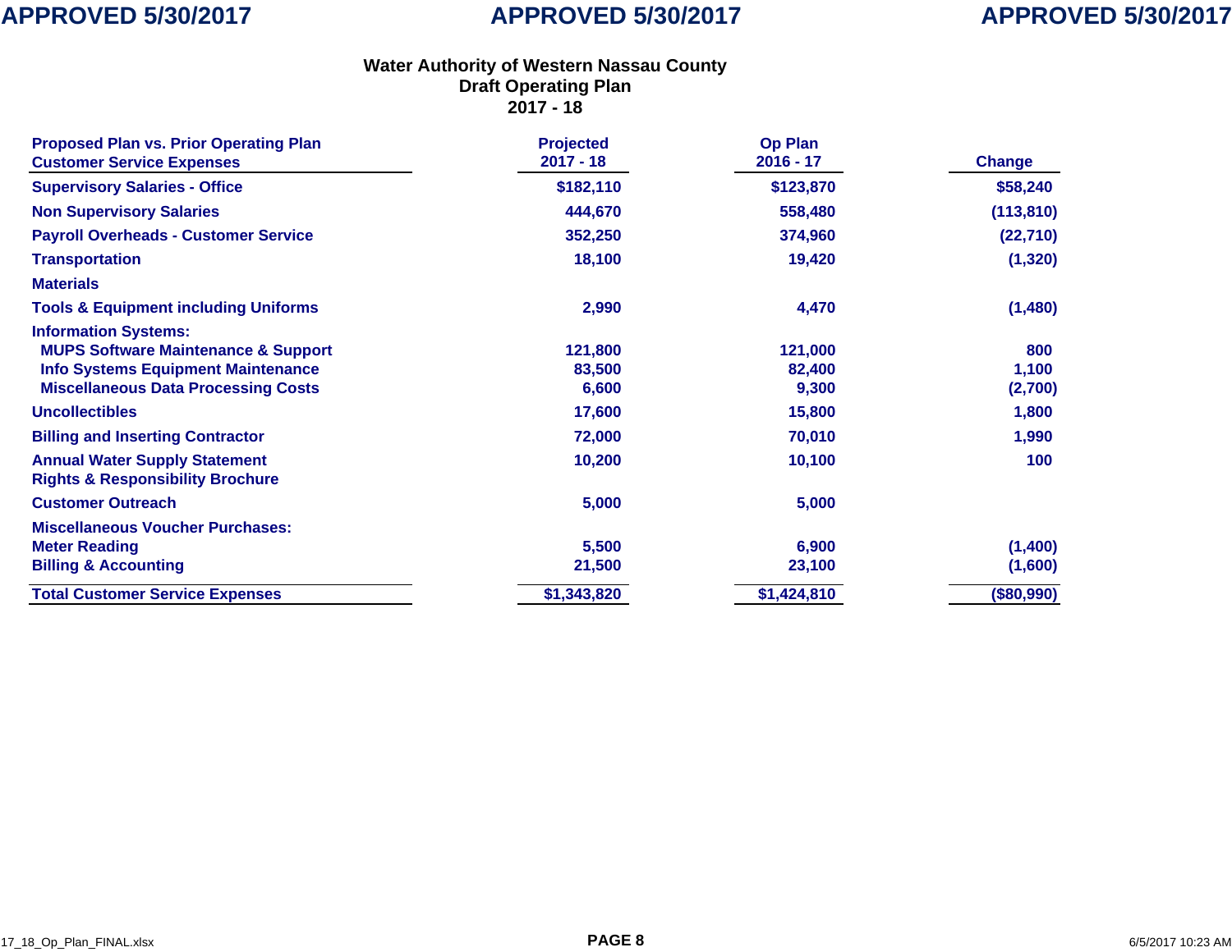APPROVED 5/30/2017

# Water Authority of Western Nassau County
## Draft Operating Plan
## 2017 - 18

| Proposed Plan vs. Prior Operating Plan<br>Customer Service Expenses | Projected<br>2017 - 18 | Op Plan<br>2016 - 17 | Change |
|---|---|---|---|
| Supervisory Salaries - Office | $182,110 | $123,870 | $58,240 |
| Non Supervisory Salaries | 444,670 | 558,480 | (113,810) |
| Payroll Overheads - Customer Service | 352,250 | 374,960 | (22,710) |
| Transportation | 18,100 | 19,420 | (1,320) |
| Materials | | | |
| Tools & Equipment including Uniforms | 2,990 | 4,470 | (1,480) |
| Information Systems: | | | |
| MUPS Software Maintenance & Support | 121,800 | 121,000 | 800 |
| Info Systems Equipment Maintenance | 83,500 | 82,400 | 1,100 |
| Miscellaneous Data Processing Costs | 6,600 | 9,300 | (2,700) |
| Uncollectibles | 17,600 | 15,800 | 1,800 |
| Billing and Inserting Contractor | 72,000 | 70,010 | 1,990 |
| Annual Water Supply Statement<br>Rights & Responsibility Brochure | 10,200 | 10,100 | 100 |
| Customer Outreach | 5,000 | 5,000 | |
| Miscellaneous Voucher Purchases: | | | |
| Meter Reading | 5,500 | 6,900 | (1,400) |
| Billing & Accounting | 21,500 | 23,100 | (1,600) |
| Total Customer Service Expenses | $1,343,820 | $1,424,810 | ($80,990) |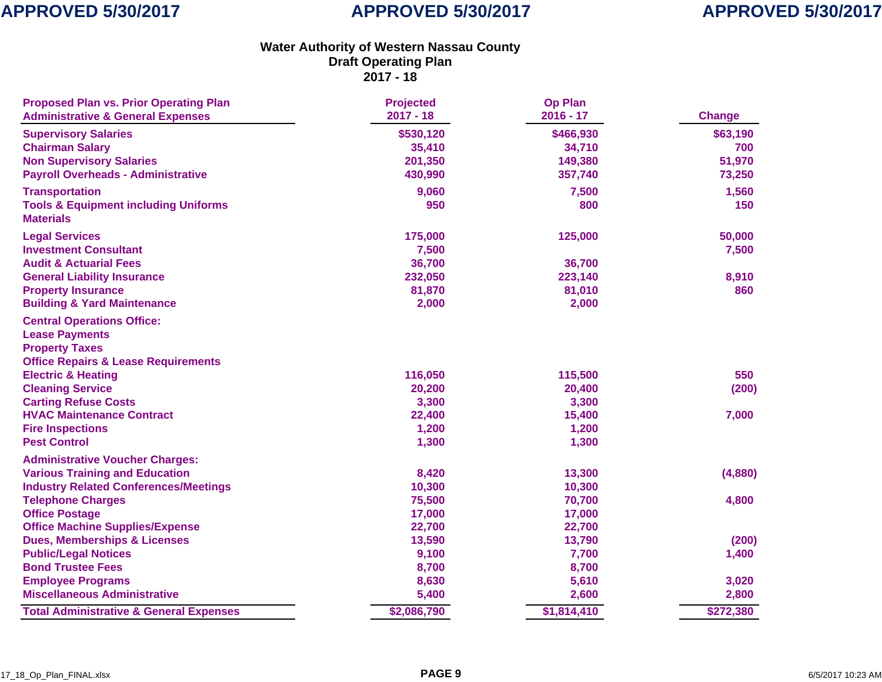APPROVED 5/30/2017

# Water Authority of Western Nassau County
## Draft Operating Plan
## 2017 - 18

| Proposed Plan vs. Prior Operating Plan<br>Administrative & General Expenses | Projected<br>2017 - 18 | Op Plan<br>2016 - 17 | Change |
|---|---|---|---|
| Supervisory Salaries | $530,120 | $466,930 | $63,190 |
| Chairman Salary | 35,410 | 34,710 | 700 |
| Non Supervisory Salaries | 201,350 | 149,380 | 51,970 |
| Payroll Overheads - Administrative | 430,990 | 357,740 | 73,250 |
| Transportation | 9,060 | 7,500 | 1,560 |
| Tools & Equipment including Uniforms | 950 | 800 | 150 |
| Materials | | | |
| Legal Services | 175,000 | 125,000 | 50,000 |
| Investment Consultant | 7,500 | | 7,500 |
| Audit & Actuarial Fees | 36,700 | 36,700 | |
| General Liability Insurance | 232,050 | 223,140 | 8,910 |
| Property Insurance | 81,870 | 81,010 | 860 |
| Building & Yard Maintenance | 2,000 | 2,000 | |
| Central Operations Office: | | | |
| Lease Payments | | | |
| Property Taxes | | | |
| Office Repairs & Lease Requirements | | | |
| Electric & Heating | 116,050 | 115,500 | 550 |
| Cleaning Service | 20,200 | 20,400 | (200) |
| Carting Refuse Costs | 3,300 | 3,300 | |
| HVAC Maintenance Contract | 22,400 | 15,400 | 7,000 |
| Fire Inspections | 1,200 | 1,200 | |
| Pest Control | 1,300 | 1,300 | |
| Administrative Voucher Charges: | | | |
| Various Training and Education | 8,420 | 13,300 | (4,880) |
| Industry Related Conferences/Meetings | 10,300 | 10,300 | |
| Telephone Charges | 75,500 | 70,700 | 4,800 |
| Office Postage | 17,000 | 17,000 | |
| Office Machine Supplies/Expense | 22,700 | 22,700 | |
| Dues, Memberships & Licenses | 13,590 | 13,790 | (200) |
| Public/Legal Notices | 9,100 | 7,700 | 1,400 |
| Bond Trustee Fees | 8,700 | 8,700 | |
| Employee Programs | 8,630 | 5,610 | 3,020 |
| Miscellaneous Administrative | 5,400 | 2,600 | 2,800 |
| **Total Administrative & General Expenses** | **$2,086,790** | **$1,814,410** | **$272,380** |

17_18_Op_Plan_FINAL.xlsx | 6/5/2017 10:23 AM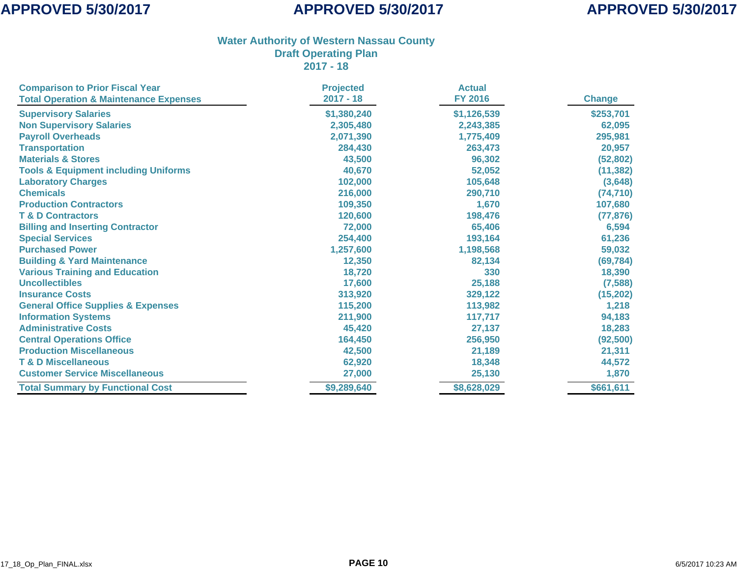APPROVED 5/30/2017 APPROVED 5/30/2017 APPROVED 5/30/2017

## Water Authority of Western Nassau County
## Draft Operating Plan
## 2017 - 18

| Comparison to Prior Fiscal Year<br>Total Operation & Maintenance Expenses | Projected<br>2017 - 18 | Actual<br>FY 2016 | Change |
|---|---|---|---|
| Supervisory Salaries | $1,380,240 | $1,126,539 | $253,701 |
| Non Supervisory Salaries | 2,305,480 | 2,243,385 | 62,095 |
| Payroll Overheads | 2,071,390 | 1,775,409 | 295,981 |
| Transportation | 284,430 | 263,473 | 20,957 |
| Materials & Stores | 43,500 | 96,302 | (52,802) |
| Tools & Equipment including Uniforms | 40,670 | 52,052 | (11,382) |
| Laboratory Charges | 102,000 | 105,648 | (3,648) |
| Chemicals | 216,000 | 290,710 | (74,710) |
| Production Contractors | 109,350 | 1,670 | 107,680 |
| T & D Contractors | 120,600 | 198,476 | (77,876) |
| Billing and Inserting Contractor | 72,000 | 65,406 | 6,594 |
| Special Services | 254,400 | 193,164 | 61,236 |
| Purchased Power | 1,257,600 | 1,198,568 | 59,032 |
| Building & Yard Maintenance | 12,350 | 82,134 | (69,784) |
| Various Training and Education | 18,720 | 330 | 18,390 |
| Uncollectibles | 17,600 | 25,188 | (7,588) |
| Insurance Costs | 313,920 | 329,122 | (15,202) |
| General Office Supplies & Expenses | 115,200 | 113,982 | 1,218 |
| Information Systems | 211,900 | 117,717 | 94,183 |
| Administrative Costs | 45,420 | 27,137 | 18,283 |
| Central Operations Office | 164,450 | 256,950 | (92,500) |
| Production Miscellaneous | 42,500 | 21,189 | 21,311 |
| T & D Miscellaneous | 62,920 | 18,348 | 44,572 |
| Customer Service Miscellaneous | 27,000 | 25,130 | 1,870 |
| **Total Summary by Functional Cost** | **$9,289,640** | **$8,628,029** | **$661,611** |

17_18_Op_Plan_FINAL.xlsx 6/5/2017 10:23 AM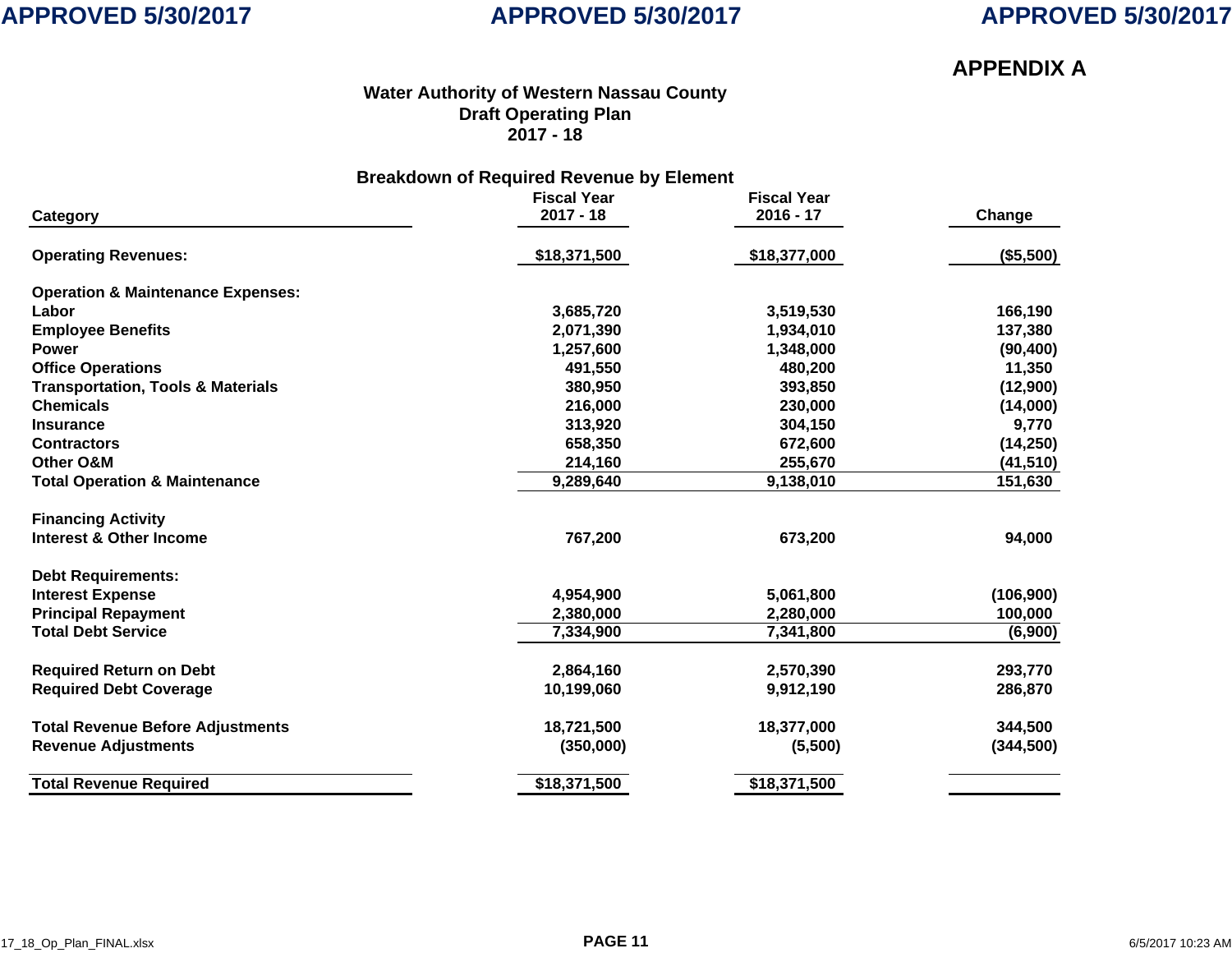APPROVED 5/30/2017 APPROVED 5/30/2017 APPROVED 5/30/2017

**APPENDIX A**

## Water Authority of Western Nassau County
## Draft Operating Plan
## 2017 - 18

### Breakdown of Required Revenue by Element

| Category | Fiscal Year 2017 - 18 | Fiscal Year 2016 - 17 | Change |
|---|---|---|---|
| **Operating Revenues:** | $18,371,500 | $18,377,000 | ($5,500) |
| **Operation & Maintenance Expenses:** | | | |
| Labor | 3,685,720 | 3,519,530 | 166,190 |
| Employee Benefits | 2,071,390 | 1,934,010 | 137,380 |
| Power | 1,257,600 | 1,348,000 | (90,400) |
| Office Operations | 491,550 | 480,200 | 11,350 |
| Transportation, Tools & Materials | 380,950 | 393,850 | (12,900) |
| Chemicals | 216,000 | 230,000 | (14,000) |
| Insurance | 313,920 | 304,150 | 9,770 |
| Contractors | 658,350 | 672,600 | (14,250) |
| Other O&M | 214,160 | 255,670 | (41,510) |
| **Total Operation & Maintenance** | 9,289,640 | 9,138,010 | 151,630 |
| **Financing Activity** | | | |
| Interest & Other Income | 767,200 | 673,200 | 94,000 |
| **Debt Requirements:** | | | |
| Interest Expense | 4,954,900 | 5,061,800 | (106,900) |
| Principal Repayment | 2,380,000 | 2,280,000 | 100,000 |
| **Total Debt Service** | 7,334,900 | 7,341,800 | (6,900) |
| Required Return on Debt | 2,864,160 | 2,570,390 | 293,770 |
| Required Debt Coverage | 10,199,060 | 9,912,190 | 286,870 |
| Total Revenue Before Adjustments | 18,721,500 | 18,377,000 | 344,500 |
| Revenue Adjustments | (350,000) | (5,500) | (344,500) |
| **Total Revenue Required** | $18,371,500 | $18,371,500 | |

17_18_Op_Plan_FINAL.xlsx 6/5/2017 10:23 AM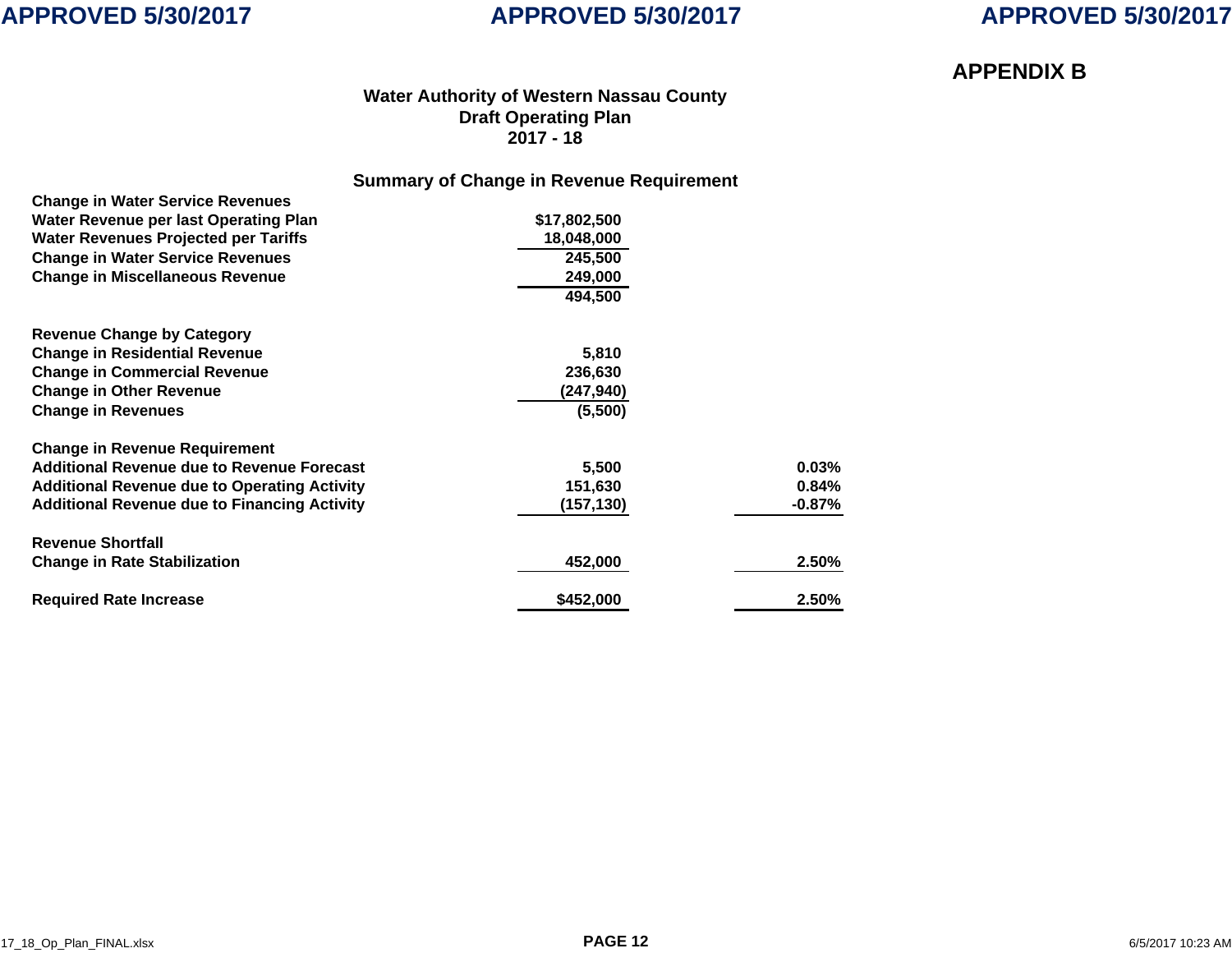APPROVED 5/30/2017

## APPENDIX B

### Water Authority of Western Nassau County
### Draft Operating Plan
### 2017 - 18

#### Summary of Change in Revenue Requirement

| | | |
|---|---|---|
| **Change in Water Service Revenues** | | |
| **Water Revenue per last Operating Plan** | **$17,802,500** | |
| **Water Revenues Projected per Tariffs** | **18,048,000** | |
| **Change in Water Service Revenues** | **245,500** | |
| **Change in Miscellaneous Revenue** | **249,000** | |
| | **494,500** | |
| | | |
| **Revenue Change by Category** | | |
| **Change in Residential Revenue** | **5,810** | |
| **Change in Commercial Revenue** | **236,630** | |
| **Change in Other Revenue** | **(247,940)** | |
| **Change in Revenues** | **(5,500)** | |
| | | |
| **Change in Revenue Requirement** | | |
| **Additional Revenue due to Revenue Forecast** | **5,500** | **0.03%** |
| **Additional Revenue due to Operating Activity** | **151,630** | **0.84%** |
| **Additional Revenue due to Financing Activity** | **(157,130)** | **-0.87%** |
| | | |
| **Revenue Shortfall** | | |
| **Change in Rate Stabilization** | **452,000** | **2.50%** |
| | | |
| **Required Rate Increase** | **$452,000** | **2.50%** |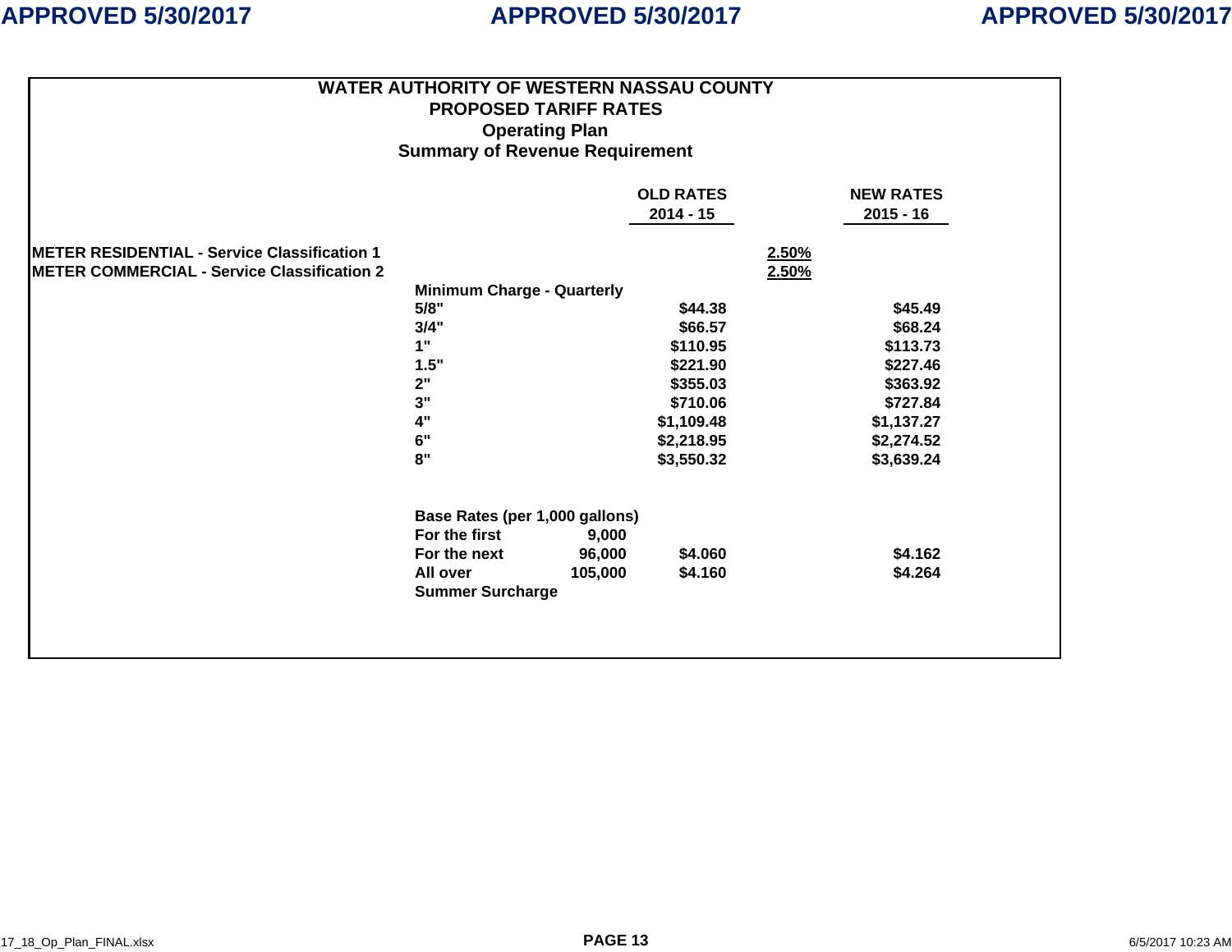APPROVED 5/30/2017 APPROVED 5/30/2017 APPROVED 5/30/2017

# WATER AUTHORITY OF WESTERN NASSAU COUNTY
## PROPOSED TARIFF RATES
## Operating Plan
## Summary of Revenue Requirement

| | | | OLD RATES 2014 - 15 | | NEW RATES 2015 - 16 |
|---|---|---|---|---|---|
| **METER RESIDENTIAL - Service Classification 1** | | | | 2.50% | |
| **METER COMMERCIAL - Service Classification 2** | | | | 2.50% | |
| | **Minimum Charge - Quarterly** | | | | |
| | 5/8" | | $44.38 | | $45.49 |
| | 3/4" | | $66.57 | | $68.24 |
| | 1" | | $110.95 | | $113.73 |
| | 1.5" | | $221.90 | | $227.46 |
| | 2" | | $355.03 | | $363.92 |
| | 3" | | $710.06 | | $727.84 |
| | 4" | | $1,109.48 | | $1,137.27 |
| | 6" | | $2,218.95 | | $2,274.52 |
| | 8" | | $3,550.32 | | $3,639.24 |
| | | | | | |
| | **Base Rates (per 1,000 gallons)** | | | | |
| | For the first | 9,000 | | | |
| | For the next | 96,000 | $4.060 | | $4.162 |
| | All over | 105,000 | $4.160 | | $4.264 |
| | Summer Surcharge | | | | |

17_18_Op_Plan_FINAL.xlsx 6/5/2017 10:23 AM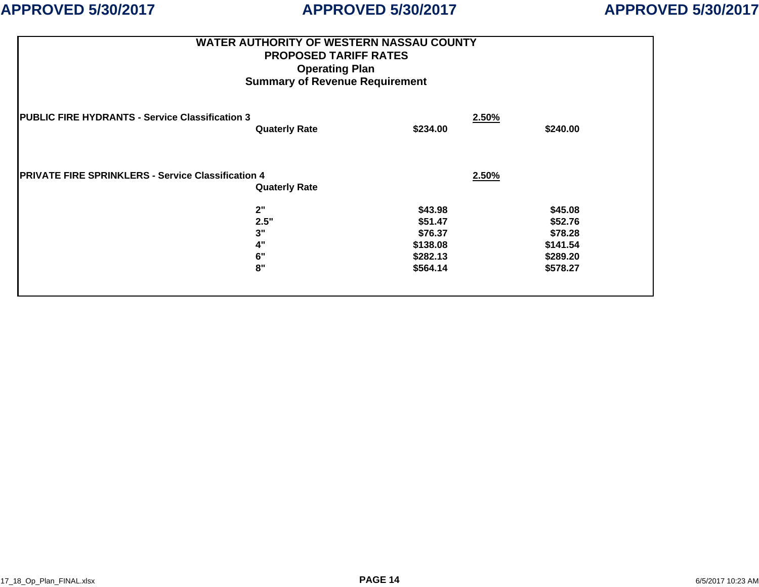# WATER AUTHORITY OF WESTERN NASSAU COUNTY
## PROPOSED TARIFF RATES
### Operating Plan
### Summary of Revenue Requirement

| | | | | |
|---|---|---|---|---|
| **PUBLIC FIRE HYDRANTS - Service Classification 3** | | | **2.50%** | |
| | **Quaterly Rate** | **$234.00** | | **$240.00** |
| | | | | |
| **PRIVATE FIRE SPRINKLERS - Service Classification 4** | | | **2.50%** | |
| | **Quaterly Rate** | | | |
| | **2"** | **$43.98** | | **$45.08** |
| | **2.5"** | **$51.47** | | **$52.76** |
| | **3"** | **$76.37** | | **$78.28** |
| | **4"** | **$138.08** | | **$141.54** |
| | **6"** | **$282.13** | | **$289.20** |
| | **8"** | **$564.14** | | **$578.27** |